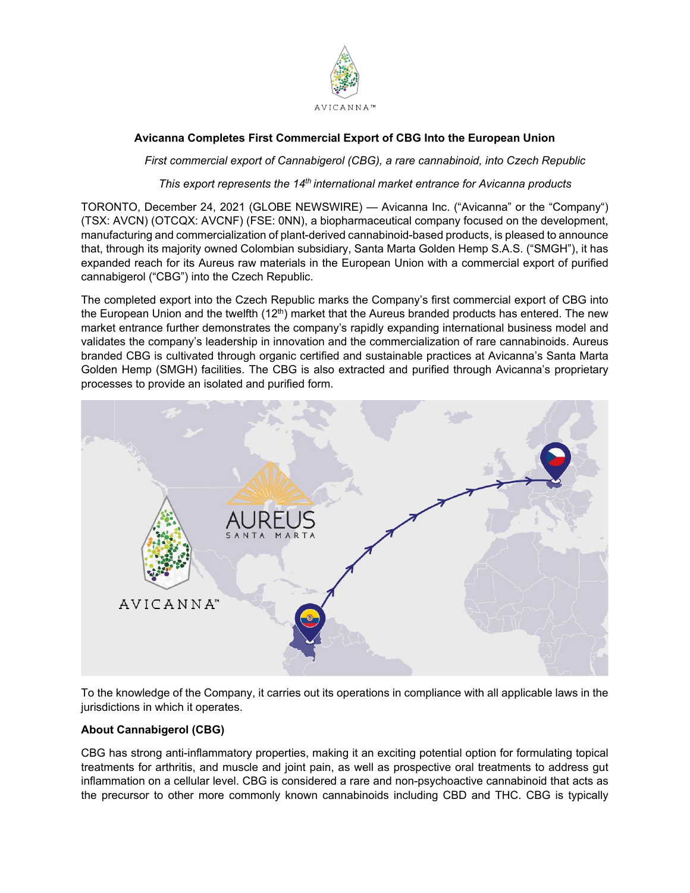# Avicanna Completes First Commercial Export of CBG Into the European Union

*First commercial export of Cannabigerol (CBG), a rare cannabinoid, into Czech Republic*

*This export represents the 14th international market entrance for Avicanna products*

TORONTO, December 24, 2021 (GLOBE NEWSWIRE) — Avicanna Inc. ("Avicanna" or the "Company") (TSX: AVCN) (OTCQX: AVCNF) (FSE: 0NN), a biopharmaceutical company focused on the development, manufacturing and commercialization of plant-derived cannabinoid-based products, is pleased to announce that, through its majority owned Colombian subsidiary, Santa Marta Golden Hemp S.A.S. ("SMGH"), it has expanded reach for its Aureus raw materials in the European Union with a commercial export of purified cannabigerol ("CBG") into the Czech Republic.

The completed export into the Czech Republic marks the Company's first commercial export of CBG into the European Union and the twelfth (12th) market that the Aureus branded products has entered. The new market entrance further demonstrates the company's rapidly expanding international business model and validates the company's leadership in innovation and the commercialization of rare cannabinoids. Aureus branded CBG is cultivated through organic certified and sustainable practices at Avicanna's Santa Marta Golden Hemp (SMGH) facilities. The CBG is also extracted and purified through Avicanna's proprietary processes to provide an isolated and purified form.

To the knowledge of the Company, it carries out its operations in compliance with all applicable laws in the jurisdictions in which it operates.

**About Cannabigerol (CBG)**

CBG has strong anti-inflammatory properties, making it an exciting potential option for formulating topical treatments for arthritis, and muscle and joint pain, as well as prospective oral treatments to address gut inflammation on a cellular level. CBG is considered a rare and non-psychoactive cannabinoid that acts as the precursor to other more commonly known cannabinoids including CBD and THC. CBG is typically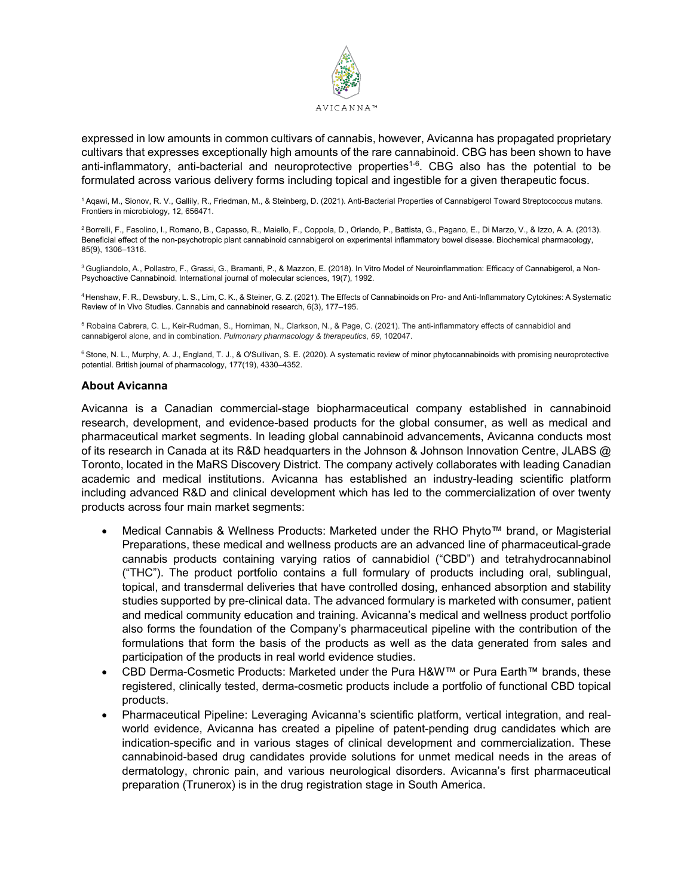expressed in low amounts in common cultivars of cannabis, however, Avicanna has propagated proprietary cultivars that expresses exceptionally high amounts of the rare cannabinoid. CBG has been shown to have anti-inflammatory, anti-bacterial and neuroprotective properties[1-6]. CBG also has the potential to be formulated across various delivery forms including topical and ingestible for a given therapeutic focus.

[1] Aqawi, M., Sionov, R. V., Gallily, R., Friedman, M., & Steinberg, D. (2021). Anti-Bacterial Properties of Cannabigerol Toward Streptococcus mutans. Frontiers in microbiology, 12, 656471.

[2] Borrelli, F., Fasolino, I., Romano, B., Capasso, R., Maiello, F., Coppola, D., Orlando, P., Battista, G., Pagano, E., Di Marzo, V., & Izzo, A. A. (2013). Beneficial effect of the non-psychotropic plant cannabinoid cannabigerol on experimental inflammatory bowel disease. Biochemical pharmacology, 85(9), 1306–1316.

[3] Gugliandolo, A., Pollastro, F., Grassi, G., Bramanti, P., & Mazzon, E. (2018). In Vitro Model of Neuroinflammation: Efficacy of Cannabigerol, a Non-Psychoactive Cannabinoid. International journal of molecular sciences, 19(7), 1992.

[4] Henshaw, F. R., Dewsbury, L. S., Lim, C. K., & Steiner, G. Z. (2021). The Effects of Cannabinoids on Pro- and Anti-Inflammatory Cytokines: A Systematic Review of In Vivo Studies. Cannabis and cannabinoid research, 6(3), 177–195.

[5] Robaina Cabrera, C. L., Keir-Rudman, S., Horniman, N., Clarkson, N., & Page, C. (2021). The anti-inflammatory effects of cannabidiol and cannabigerol alone, and in combination. *Pulmonary pharmacology & therapeutics*, *69*, 102047.

[6] Stone, N. L., Murphy, A. J., England, T. J., & O'Sullivan, S. E. (2020). A systematic review of minor phytocannabinoids with promising neuroprotective potential. British journal of pharmacology, 177(19), 4330–4352.

### About Avicanna

Avicanna is a Canadian commercial-stage biopharmaceutical company established in cannabinoid research, development, and evidence-based products for the global consumer, as well as medical and pharmaceutical market segments. In leading global cannabinoid advancements, Avicanna conducts most of its research in Canada at its R&D headquarters in the Johnson & Johnson Innovation Centre, JLABS @ Toronto, located in the MaRS Discovery District. The company actively collaborates with leading Canadian academic and medical institutions. Avicanna has established an industry-leading scientific platform including advanced R&D and clinical development which has led to the commercialization of over twenty products across four main market segments:

- Medical Cannabis & Wellness Products: Marketed under the RHO Phyto™ brand, or Magisterial Preparations, these medical and wellness products are an advanced line of pharmaceutical-grade cannabis products containing varying ratios of cannabidiol ("CBD") and tetrahydrocannabinol ("THC"). The product portfolio contains a full formulary of products including oral, sublingual, topical, and transdermal deliveries that have controlled dosing, enhanced absorption and stability studies supported by pre-clinical data. The advanced formulary is marketed with consumer, patient and medical community education and training. Avicanna's medical and wellness product portfolio also forms the foundation of the Company's pharmaceutical pipeline with the contribution of the formulations that form the basis of the products as well as the data generated from sales and participation of the products in real world evidence studies.
- CBD Derma-Cosmetic Products: Marketed under the Pura H&W™ or Pura Earth™ brands, these registered, clinically tested, derma-cosmetic products include a portfolio of functional CBD topical products.
- Pharmaceutical Pipeline: Leveraging Avicanna's scientific platform, vertical integration, and real-world evidence, Avicanna has created a pipeline of patent-pending drug candidates which are indication-specific and in various stages of clinical development and commercialization. These cannabinoid-based drug candidates provide solutions for unmet medical needs in the areas of dermatology, chronic pain, and various neurological disorders. Avicanna's first pharmaceutical preparation (Trunerox) is in the drug registration stage in South America.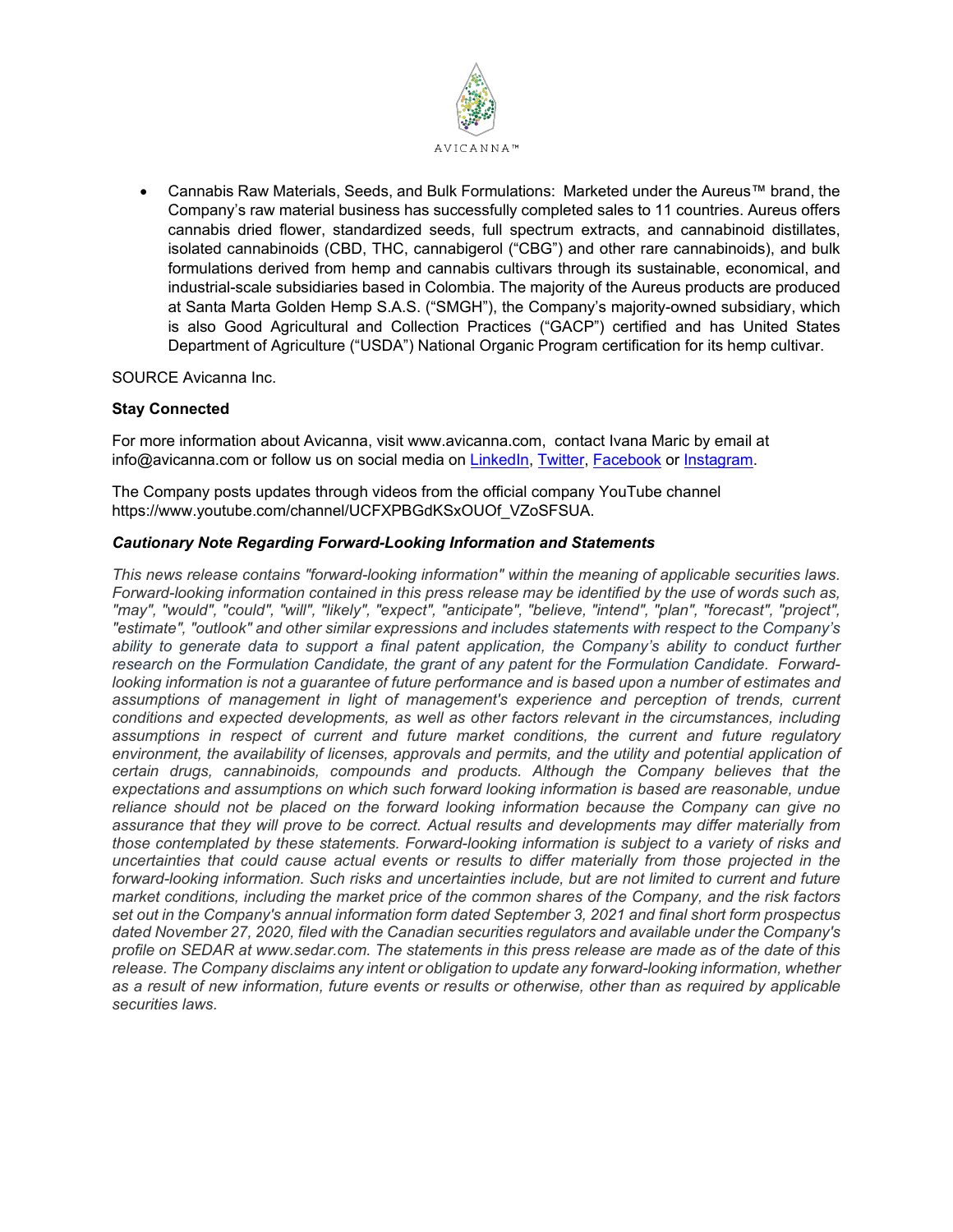- Cannabis Raw Materials, Seeds, and Bulk Formulations: Marketed under the Aureus™ brand, the Company's raw material business has successfully completed sales to 11 countries. Aureus offers cannabis dried flower, standardized seeds, full spectrum extracts, and cannabinoid distillates, isolated cannabinoids (CBD, THC, cannabigerol ("CBG") and other rare cannabinoids), and bulk formulations derived from hemp and cannabis cultivars through its sustainable, economical, and industrial-scale subsidiaries based in Colombia. The majority of the Aureus products are produced at Santa Marta Golden Hemp S.A.S. ("SMGH"), the Company's majority-owned subsidiary, which is also Good Agricultural and Collection Practices ("GACP") certified and has United States Department of Agriculture ("USDA") National Organic Program certification for its hemp cultivar.

SOURCE Avicanna Inc.

**Stay Connected**

For more information about Avicanna, visit www.avicanna.com, contact Ivana Maric by email at info@avicanna.com or follow us on social media on LinkedIn, Twitter, Facebook or Instagram.

The Company posts updates through videos from the official company YouTube channel https://www.youtube.com/channel/UCFXPBGdKSxOUOf_VZoSFSUA.

***Cautionary Note Regarding Forward-Looking Information and Statements***

*This news release contains "forward-looking information" within the meaning of applicable securities laws. Forward-looking information contained in this press release may be identified by the use of words such as, "may", "would", "could", "will", "likely", "expect", "anticipate", "believe, "intend", "plan", "forecast", "project", "estimate", "outlook" and other similar expressions and includes statements with respect to the Company's ability to generate data to support a final patent application, the Company's ability to conduct further research on the Formulation Candidate, the grant of any patent for the Formulation Candidate. Forward-looking information is not a guarantee of future performance and is based upon a number of estimates and assumptions of management in light of management's experience and perception of trends, current conditions and expected developments, as well as other factors relevant in the circumstances, including assumptions in respect of current and future market conditions, the current and future regulatory environment, the availability of licenses, approvals and permits, and the utility and potential application of certain drugs, cannabinoids, compounds and products. Although the Company believes that the expectations and assumptions on which such forward looking information is based are reasonable, undue reliance should not be placed on the forward looking information because the Company can give no assurance that they will prove to be correct. Actual results and developments may differ materially from those contemplated by these statements. Forward-looking information is subject to a variety of risks and uncertainties that could cause actual events or results to differ materially from those projected in the forward-looking information. Such risks and uncertainties include, but are not limited to current and future market conditions, including the market price of the common shares of the Company, and the risk factors set out in the Company's annual information form dated September 3, 2021 and final short form prospectus dated November 27, 2020, filed with the Canadian securities regulators and available under the Company's profile on SEDAR at www.sedar.com. The statements in this press release are made as of the date of this release. The Company disclaims any intent or obligation to update any forward-looking information, whether as a result of new information, future events or results or otherwise, other than as required by applicable securities laws.*